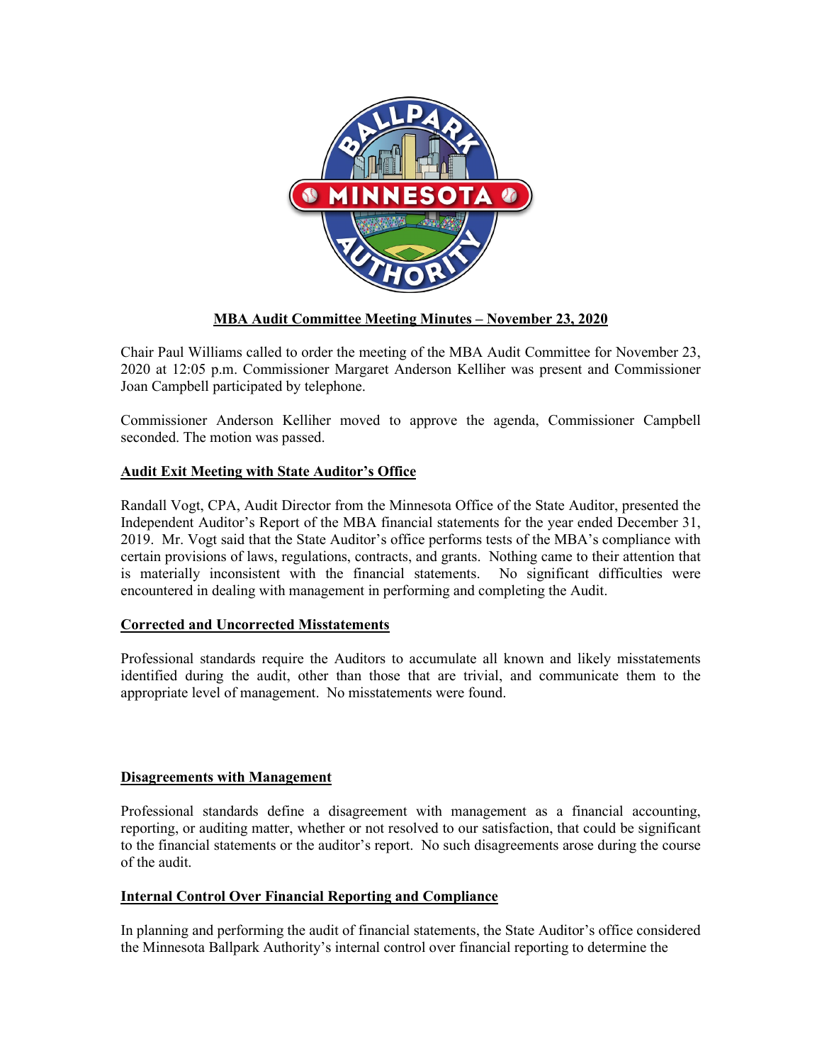## MBA Audit Committee Meeting Minutes – November 23, 2020

Chair Paul Williams called to order the meeting of the MBA Audit Committee for November 23, 2020 at 12:05 p.m. Commissioner Margaret Anderson Kelliher was present and Commissioner Joan Campbell participated by telephone.

Commissioner Anderson Kelliher moved to approve the agenda, Commissioner Campbell seconded. The motion was passed.

### Audit Exit Meeting with State Auditor's Office

Randall Vogt, CPA, Audit Director from the Minnesota Office of the State Auditor, presented the Independent Auditor's Report of the MBA financial statements for the year ended December 31, 2019. Mr. Vogt said that the State Auditor's office performs tests of the MBA's compliance with certain provisions of laws, regulations, contracts, and grants. Nothing came to their attention that is materially inconsistent with the financial statements. No significant difficulties were encountered in dealing with management in performing and completing the Audit.

### Corrected and Uncorrected Misstatements

Professional standards require the Auditors to accumulate all known and likely misstatements identified during the audit, other than those that are trivial, and communicate them to the appropriate level of management. No misstatements were found.

### Disagreements with Management

Professional standards define a disagreement with management as a financial accounting, reporting, or auditing matter, whether or not resolved to our satisfaction, that could be significant to the financial statements or the auditor's report. No such disagreements arose during the course of the audit.

### Internal Control Over Financial Reporting and Compliance

In planning and performing the audit of financial statements, the State Auditor's office considered the Minnesota Ballpark Authority's internal control over financial reporting to determine the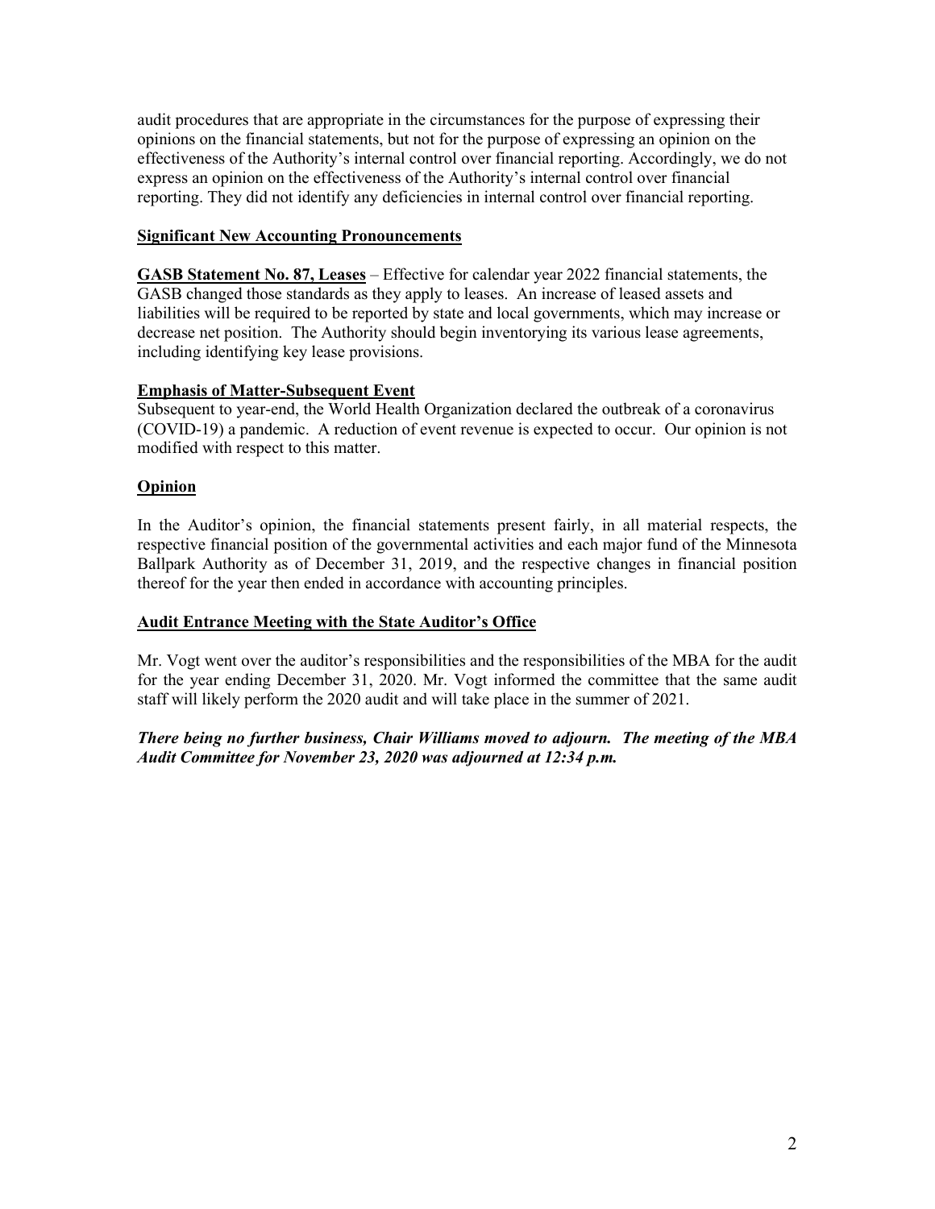audit procedures that are appropriate in the circumstances for the purpose of expressing their opinions on the financial statements, but not for the purpose of expressing an opinion on the effectiveness of the Authority's internal control over financial reporting. Accordingly, we do not express an opinion on the effectiveness of the Authority's internal control over financial reporting. They did not identify any deficiencies in internal control over financial reporting.

**Significant New Accounting Pronouncements**

**GASB Statement No. 87, Leases** – Effective for calendar year 2022 financial statements, the GASB changed those standards as they apply to leases. An increase of leased assets and liabilities will be required to be reported by state and local governments, which may increase or decrease net position. The Authority should begin inventorying its various lease agreements, including identifying key lease provisions.

**Emphasis of Matter-Subsequent Event**

Subsequent to year-end, the World Health Organization declared the outbreak of a coronavirus (COVID-19) a pandemic. A reduction of event revenue is expected to occur. Our opinion is not modified with respect to this matter.

**Opinion**

In the Auditor's opinion, the financial statements present fairly, in all material respects, the respective financial position of the governmental activities and each major fund of the Minnesota Ballpark Authority as of December 31, 2019, and the respective changes in financial position thereof for the year then ended in accordance with accounting principles.

**Audit Entrance Meeting with the State Auditor's Office**

Mr. Vogt went over the auditor's responsibilities and the responsibilities of the MBA for the audit for the year ending December 31, 2020. Mr. Vogt informed the committee that the same audit staff will likely perform the 2020 audit and will take place in the summer of 2021.

***There being no further business, Chair Williams moved to adjourn. The meeting of the MBA Audit Committee for November 23, 2020 was adjourned at 12:34 p.m.***